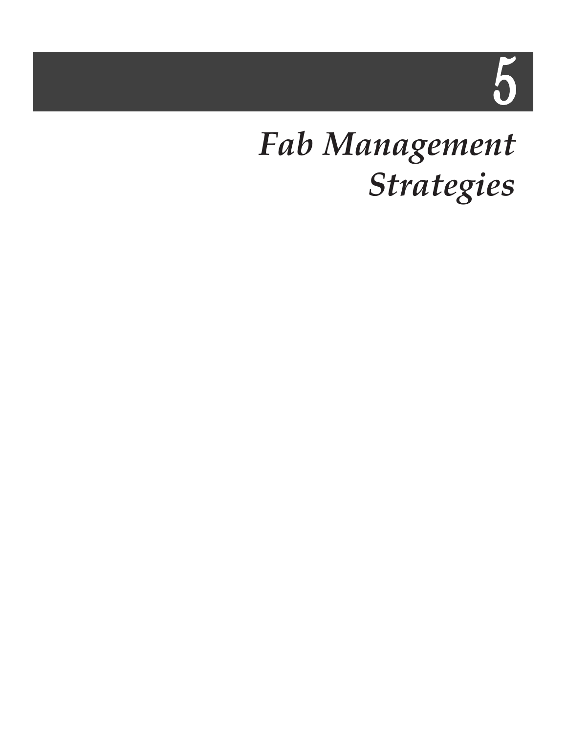# 5

# *Fab Management Strategies*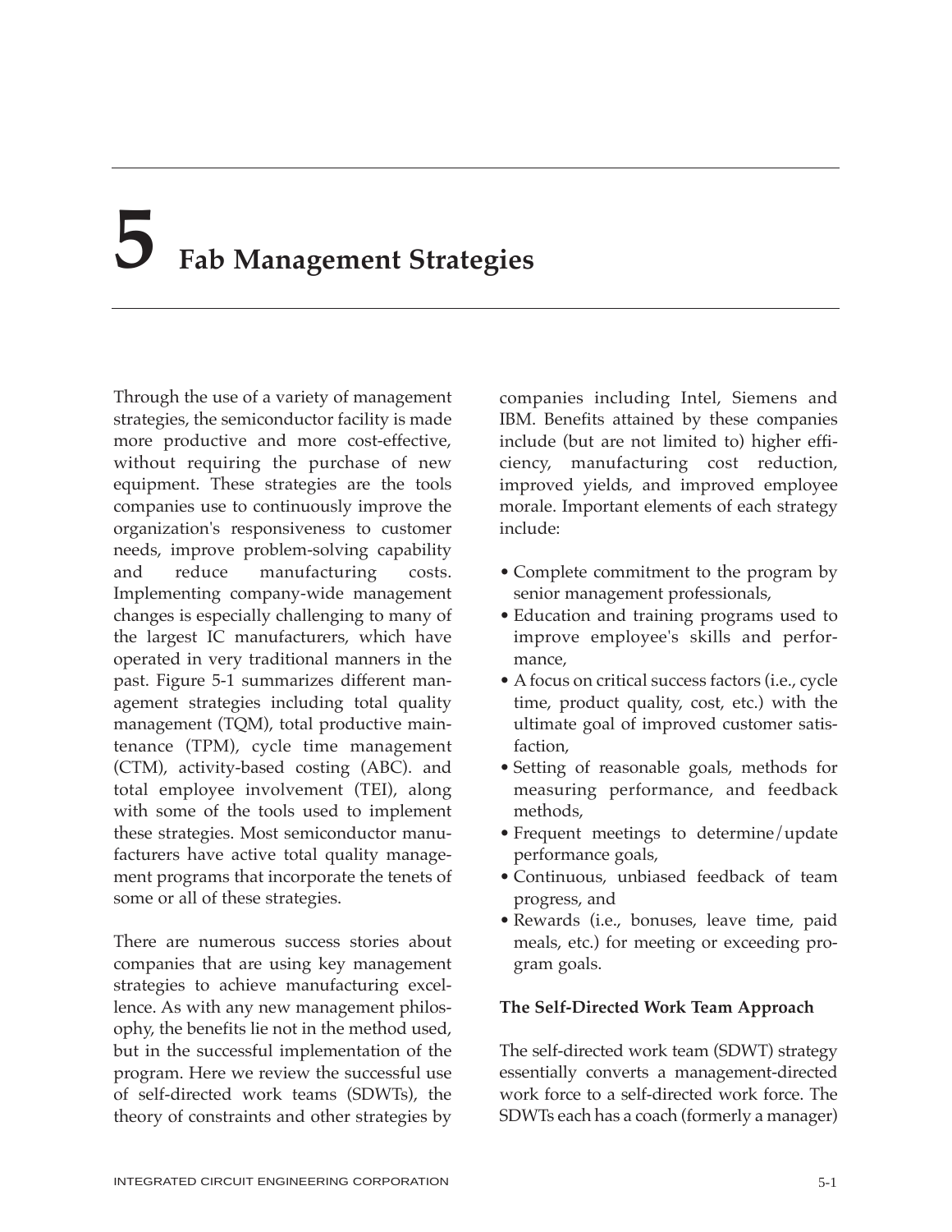# 5 Fab Management Strategies

Through the use of a variety of management strategies, the semiconductor facility is made more productive and more cost-effective, without requiring the purchase of new equipment. These strategies are the tools companies use to continuously improve the organization's responsiveness to customer needs, improve problem-solving capability and reduce manufacturing costs. Implementing company-wide management changes is especially challenging to many of the largest IC manufacturers, which have operated in very traditional manners in the past. Figure 5-1 summarizes different management strategies including total quality management (TQM), total productive maintenance (TPM), cycle time management (CTM), activity-based costing (ABC). and total employee involvement (TEI), along with some of the tools used to implement these strategies. Most semiconductor manufacturers have active total quality management programs that incorporate the tenets of some or all of these strategies.

There are numerous success stories about companies that are using key management strategies to achieve manufacturing excellence. As with any new management philosophy, the benefits lie not in the method used, but in the successful implementation of the program. Here we review the successful use of self-directed work teams (SDWTs), the theory of constraints and other strategies by companies including Intel, Siemens and IBM. Benefits attained by these companies include (but are not limited to) higher efficiency, manufacturing cost reduction, improved yields, and improved employee morale. Important elements of each strategy include:

- Complete commitment to the program by senior management professionals,
- Education and training programs used to improve employee's skills and performance,
- A focus on critical success factors (i.e., cycle time, product quality, cost, etc.) with the ultimate goal of improved customer satisfaction,
- Setting of reasonable goals, methods for measuring performance, and feedback methods,
- Frequent meetings to determine/update performance goals,
- Continuous, unbiased feedback of team progress, and
- Rewards (i.e., bonuses, leave time, paid meals, etc.) for meeting or exceeding program goals.

**The Self-Directed Work Team Approach**

The self-directed work team (SDWT) strategy essentially converts a management-directed work force to a self-directed work force. The SDWTs each has a coach (formerly a manager)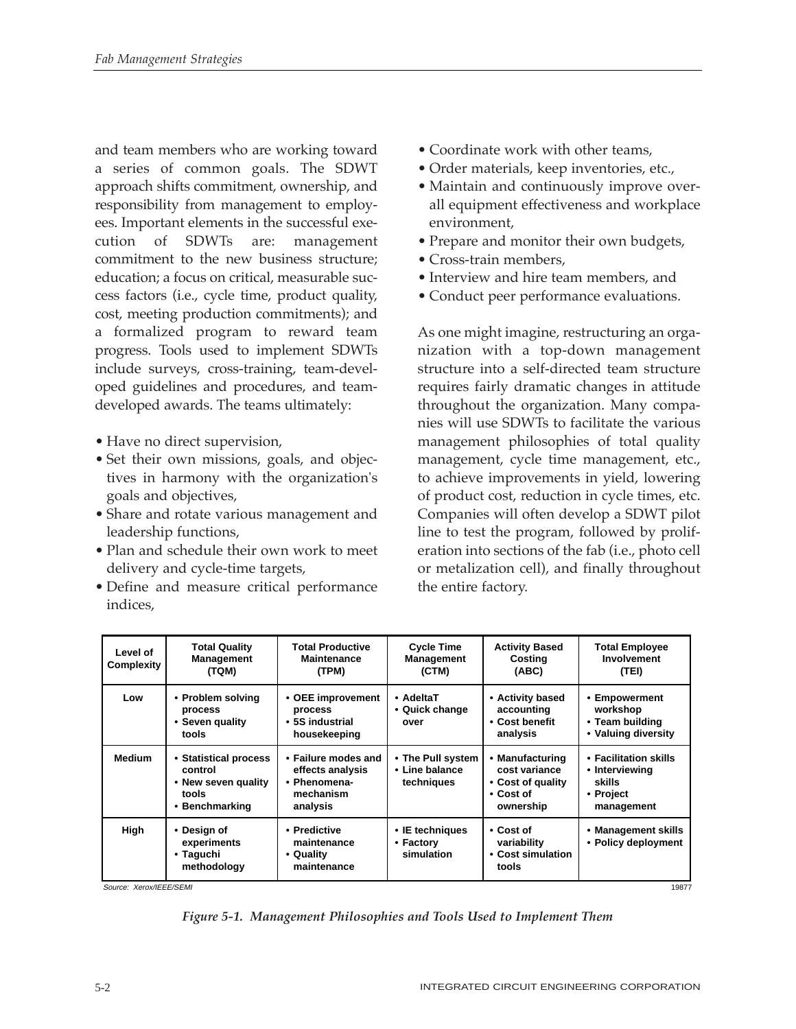and team members who are working toward a series of common goals. The SDWT approach shifts commitment, ownership, and responsibility from management to employees. Important elements in the successful execution of SDWTs are: management commitment to the new business structure; education; a focus on critical, measurable success factors (i.e., cycle time, product quality, cost, meeting production commitments); and a formalized program to reward team progress. Tools used to implement SDWTs include surveys, cross-training, team-developed guidelines and procedures, and team-developed awards. The teams ultimately:

- Have no direct supervision,
- Set their own missions, goals, and objectives in harmony with the organization's goals and objectives,
- Share and rotate various management and leadership functions,
- Plan and schedule their own work to meet delivery and cycle-time targets,
- Define and measure critical performance indices,
- Coordinate work with other teams,
- Order materials, keep inventories, etc.,
- Maintain and continuously improve overall equipment effectiveness and workplace environment,
- Prepare and monitor their own budgets,
- Cross-train members,
- Interview and hire team members, and
- Conduct peer performance evaluations.

As one might imagine, restructuring an organization with a top-down management structure into a self-directed team structure requires fairly dramatic changes in attitude throughout the organization. Many companies will use SDWTs to facilitate the various management philosophies of total quality management, cycle time management, etc., to achieve improvements in yield, lowering of product cost, reduction in cycle times, etc. Companies will often develop a SDWT pilot line to test the program, followed by proliferation into sections of the fab (i.e., photo cell or metalization cell), and finally throughout the entire factory.

| Level of Complexity | Total Quality Management (TQM) | Total Productive Maintenance (TPM) | Cycle Time Management (CTM) | Activity Based Costing (ABC) | Total Employee Involvement (TEI) |
|---|---|---|---|---|---|
| Low | • Problem solving process<br>• Seven quality tools | • OEE improvement process<br>• 5S industrial housekeeping | • AdeltaT<br>• Quick change over | • Activity based accounting<br>• Cost benefit analysis | • Empowerment workshop<br>• Team building<br>• Valuing diversity |
| Medium | • Statistical process control<br>• New seven quality tools<br>• Benchmarking | • Failure modes and effects analysis<br>• Phenomena-mechanism analysis | • The Pull system<br>• Line balance techniques | • Manufacturing cost variance<br>• Cost of quality<br>• Cost of ownership | • Facilitation skills<br>• Interviewing skills<br>• Project management |
| High | • Design of experiments<br>• Taguchi methodology | • Predictive maintenance<br>• Quality maintenance | • IE techniques<br>• Factory simulation | • Cost of variability<br>• Cost simulation tools | • Management skills<br>• Policy deployment |

Source: Xerox/IEEE/SEMI

19877

*Figure 5-1. Management Philosophies and Tools Used to Implement Them*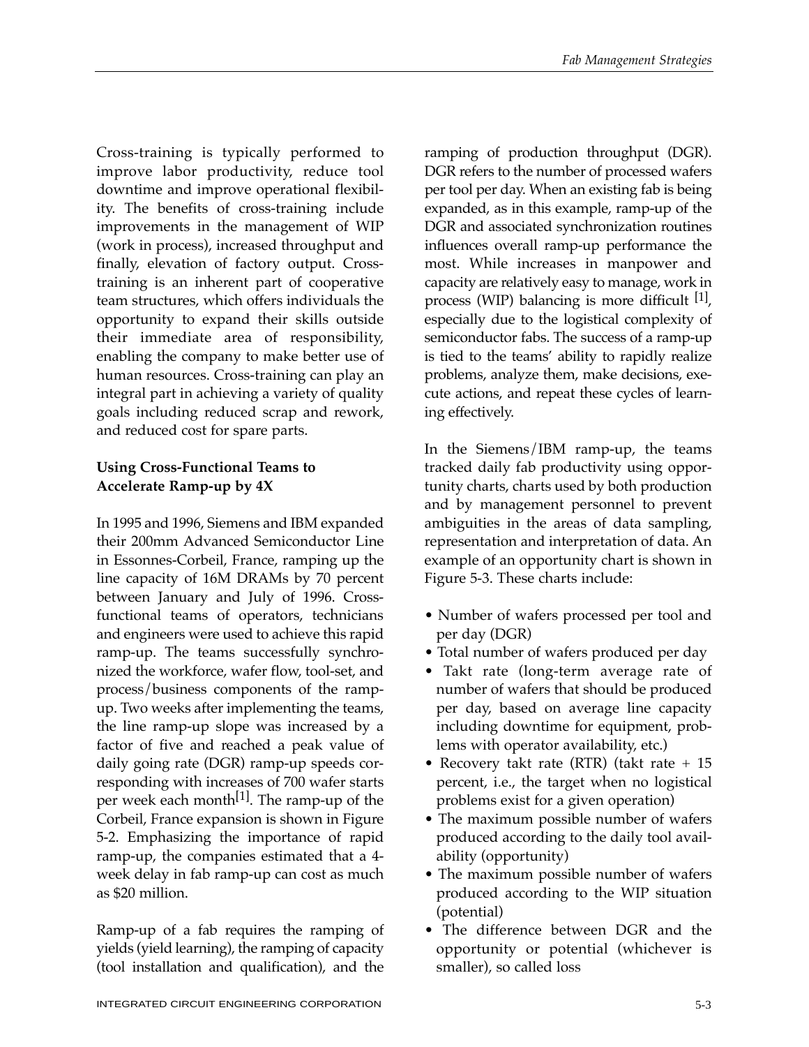Cross-training is typically performed to improve labor productivity, reduce tool downtime and improve operational flexibility. The benefits of cross-training include improvements in the management of WIP (work in process), increased throughput and finally, elevation of factory output. Cross-training is an inherent part of cooperative team structures, which offers individuals the opportunity to expand their skills outside their immediate area of responsibility, enabling the company to make better use of human resources. Cross-training can play an integral part in achieving a variety of quality goals including reduced scrap and rework, and reduced cost for spare parts.

**Using Cross-Functional Teams to Accelerate Ramp-up by 4X**

In 1995 and 1996, Siemens and IBM expanded their 200mm Advanced Semiconductor Line in Essonnes-Corbeil, France, ramping up the line capacity of 16M DRAMs by 70 percent between January and July of 1996. Cross-functional teams of operators, technicians and engineers were used to achieve this rapid ramp-up. The teams successfully synchronized the workforce, wafer flow, tool-set, and process/business components of the ramp-up. Two weeks after implementing the teams, the line ramp-up slope was increased by a factor of five and reached a peak value of daily going rate (DGR) ramp-up speeds corresponding with increases of 700 wafer starts per week each month[1]. The ramp-up of the Corbeil, France expansion is shown in Figure 5-2. Emphasizing the importance of rapid ramp-up, the companies estimated that a 4-week delay in fab ramp-up can cost as much as $20 million.

Ramp-up of a fab requires the ramping of yields (yield learning), the ramping of capacity (tool installation and qualification), and the ramping of production throughput (DGR). DGR refers to the number of processed wafers per tool per day. When an existing fab is being expanded, as in this example, ramp-up of the DGR and associated synchronization routines influences overall ramp-up performance the most. While increases in manpower and capacity are relatively easy to manage, work in process (WIP) balancing is more difficult [1], especially due to the logistical complexity of semiconductor fabs. The success of a ramp-up is tied to the teams' ability to rapidly realize problems, analyze them, make decisions, execute actions, and repeat these cycles of learning effectively.

In the Siemens/IBM ramp-up, the teams tracked daily fab productivity using opportunity charts, charts used by both production and by management personnel to prevent ambiguities in the areas of data sampling, representation and interpretation of data. An example of an opportunity chart is shown in Figure 5-3. These charts include:

- Number of wafers processed per tool and per day (DGR)
- Total number of wafers produced per day
- Takt rate (long-term average rate of number of wafers that should be produced per day, based on average line capacity including downtime for equipment, problems with operator availability, etc.)
- Recovery takt rate (RTR) (takt rate + 15 percent, i.e., the target when no logistical problems exist for a given operation)
- The maximum possible number of wafers produced according to the daily tool availability (opportunity)
- The maximum possible number of wafers produced according to the WIP situation (potential)
- The difference between DGR and the opportunity or potential (whichever is smaller), so called loss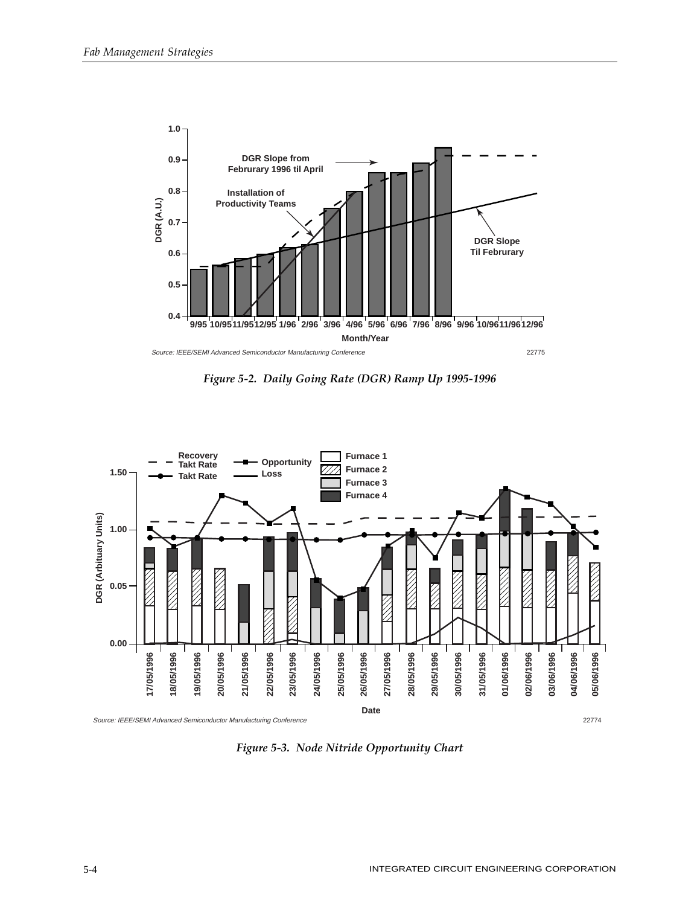Source: IEEE/SEMI Advanced Semiconductor Manufacturing Conference

*Figure 5-2. Daily Going Rate (DGR) Ramp Up 1995-1996*

Source: IEEE/SEMI Advanced Semiconductor Manufacturing Conference

*Figure 5-3. Node Nitride Opportunity Chart*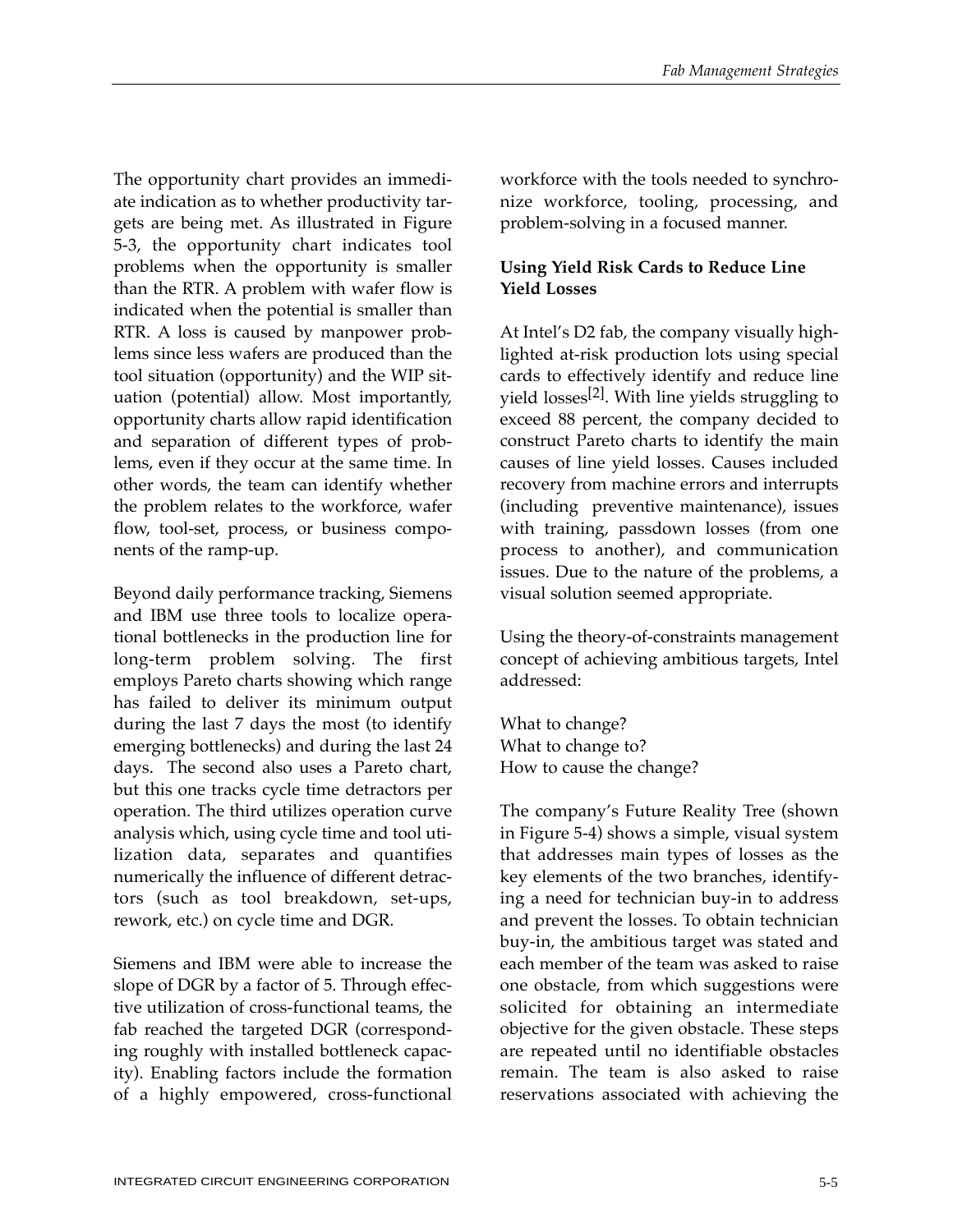The opportunity chart provides an immediate indication as to whether productivity targets are being met. As illustrated in Figure 5-3, the opportunity chart indicates tool problems when the opportunity is smaller than the RTR. A problem with wafer flow is indicated when the potential is smaller than RTR. A loss is caused by manpower problems since less wafers are produced than the tool situation (opportunity) and the WIP situation (potential) allow. Most importantly, opportunity charts allow rapid identification and separation of different types of problems, even if they occur at the same time. In other words, the team can identify whether the problem relates to the workforce, wafer flow, tool-set, process, or business components of the ramp-up.

Beyond daily performance tracking, Siemens and IBM use three tools to localize operational bottlenecks in the production line for long-term problem solving. The first employs Pareto charts showing which range has failed to deliver its minimum output during the last 7 days the most (to identify emerging bottlenecks) and during the last 24 days. The second also uses a Pareto chart, but this one tracks cycle time detractors per operation. The third utilizes operation curve analysis which, using cycle time and tool utilization data, separates and quantifies numerically the influence of different detractors (such as tool breakdown, set-ups, rework, etc.) on cycle time and DGR.

Siemens and IBM were able to increase the slope of DGR by a factor of 5. Through effective utilization of cross-functional teams, the fab reached the targeted DGR (corresponding roughly with installed bottleneck capacity). Enabling factors include the formation of a highly empowered, cross-functional workforce with the tools needed to synchronize workforce, tooling, processing, and problem-solving in a focused manner.

**Using Yield Risk Cards to Reduce Line Yield Losses**

At Intel's D2 fab, the company visually highlighted at-risk production lots using special cards to effectively identify and reduce line yield losses[2]. With line yields struggling to exceed 88 percent, the company decided to construct Pareto charts to identify the main causes of line yield losses. Causes included recovery from machine errors and interrupts (including preventive maintenance), issues with training, passdown losses (from one process to another), and communication issues. Due to the nature of the problems, a visual solution seemed appropriate.

Using the theory-of-constraints management concept of achieving ambitious targets, Intel addressed:

What to change?
What to change to?
How to cause the change?

The company's Future Reality Tree (shown in Figure 5-4) shows a simple, visual system that addresses main types of losses as the key elements of the two branches, identifying a need for technician buy-in to address and prevent the losses. To obtain technician buy-in, the ambitious target was stated and each member of the team was asked to raise one obstacle, from which suggestions were solicited for obtaining an intermediate objective for the given obstacle. These steps are repeated until no identifiable obstacles remain. The team is also asked to raise reservations associated with achieving the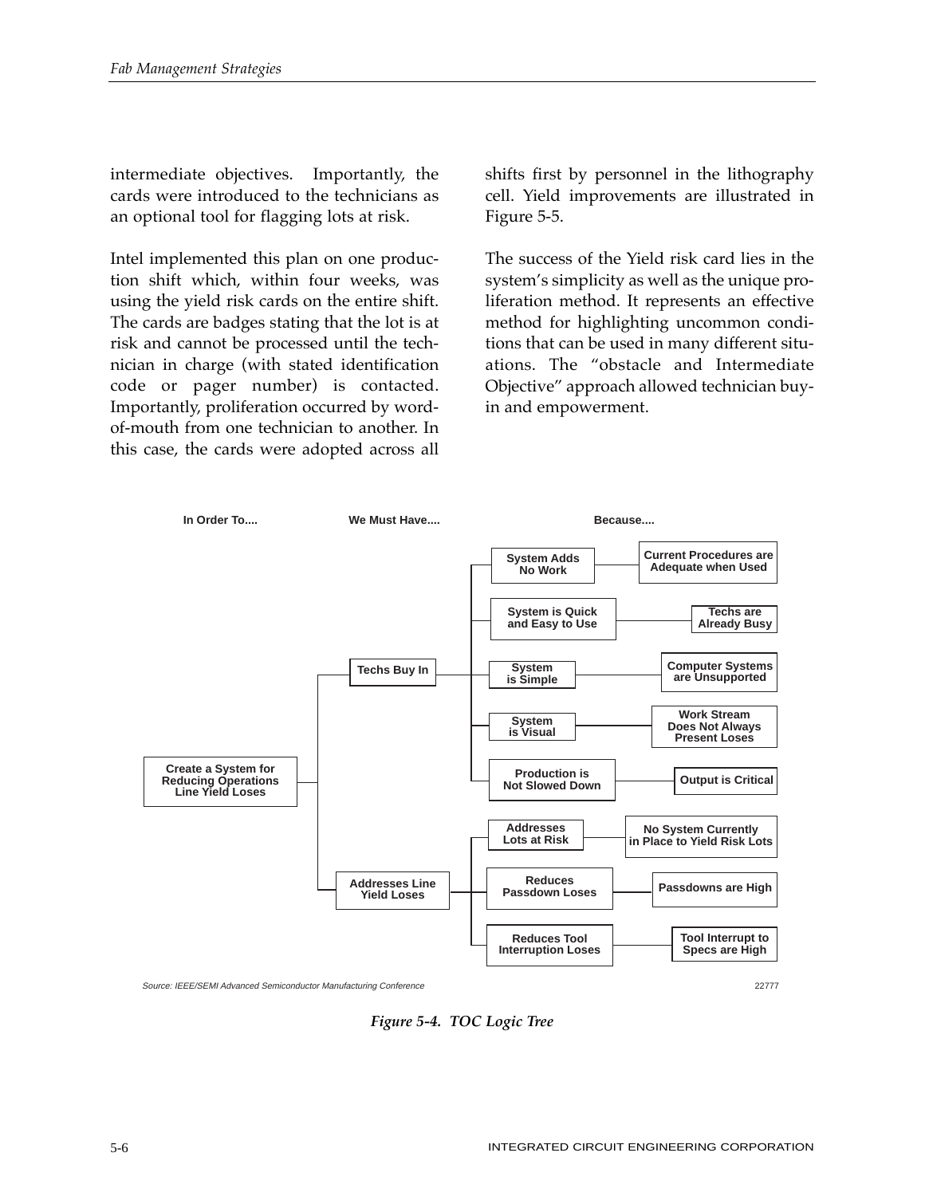intermediate objectives. Importantly, the cards were introduced to the technicians as an optional tool for flagging lots at risk.

Intel implemented this plan on one production shift which, within four weeks, was using the yield risk cards on the entire shift. The cards are badges stating that the lot is at risk and cannot be processed until the technician in charge (with stated identification code or pager number) is contacted. Importantly, proliferation occurred by word-of-mouth from one technician to another. In this case, the cards were adopted across all shifts first by personnel in the lithography cell. Yield improvements are illustrated in Figure 5-5.

The success of the Yield risk card lies in the system's simplicity as well as the unique proliferation method. It represents an effective method for highlighting uncommon conditions that can be used in many different situations. The "obstacle and Intermediate Objective" approach allowed technician buy-in and empowerment.

| In Order To.... | We Must Have.... | | Because.... |
|---|---|---|---|
| Create a System for Reducing Operations Line Yield Loses | Techs Buy In | System Adds No Work | Current Procedures are Adequate when Used |
| | | System is Quick and Easy to Use | Techs are Already Busy |
| | | System is Simple | Computer Systems are Unsupported |
| | | System is Visual | Work Stream Does Not Always Present Loses |
| | | Production is Not Slowed Down | Output is Critical |
| | Addresses Line Yield Loses | Addresses Lots at Risk | No System Currently in Place to Yield Risk Lots |
| | | Reduces Passdown Loses | Passdowns are High |
| | | Reduces Tool Interruption Loses | Tool Interrupt to Specs are High |

Source: IEEE/SEMI Advanced Semiconductor Manufacturing Conference

22777

*Figure 5-4. TOC Logic Tree*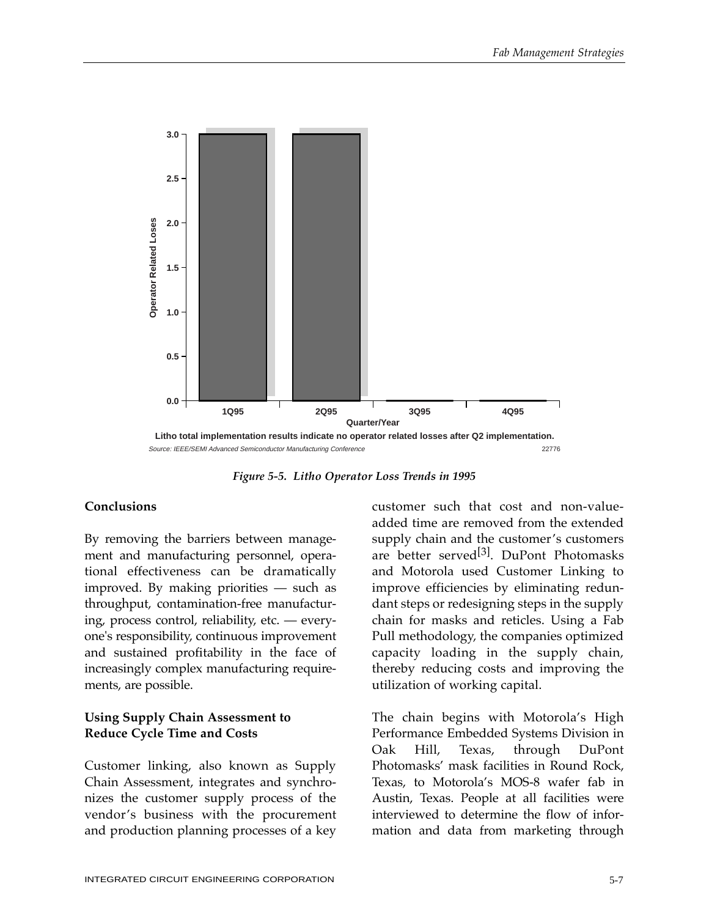Litho total implementation results indicate no operator related losses after Q2 implementation.

Source: IEEE/SEMI Advanced Semiconductor Manufacturing Conference

*Figure 5-5. Litho Operator Loss Trends in 1995*

## Conclusions

By removing the barriers between management and manufacturing personnel, operational effectiveness can be dramatically improved. By making priorities — such as throughput, contamination-free manufacturing, process control, reliability, etc. — everyone's responsibility, continuous improvement and sustained profitability in the face of increasingly complex manufacturing requirements, are possible.

## Using Supply Chain Assessment to Reduce Cycle Time and Costs

Customer linking, also known as Supply Chain Assessment, integrates and synchronizes the customer supply process of the vendor's business with the procurement and production planning processes of a key customer such that cost and non-value-added time are removed from the extended supply chain and the customer's customers are better served[3]. DuPont Photomasks and Motorola used Customer Linking to improve efficiencies by eliminating redundant steps or redesigning steps in the supply chain for masks and reticles. Using a Fab Pull methodology, the companies optimized capacity loading in the supply chain, thereby reducing costs and improving the utilization of working capital.

The chain begins with Motorola's High Performance Embedded Systems Division in Oak Hill, Texas, through DuPont Photomasks' mask facilities in Round Rock, Texas, to Motorola's MOS-8 wafer fab in Austin, Texas. People at all facilities were interviewed to determine the flow of information and data from marketing through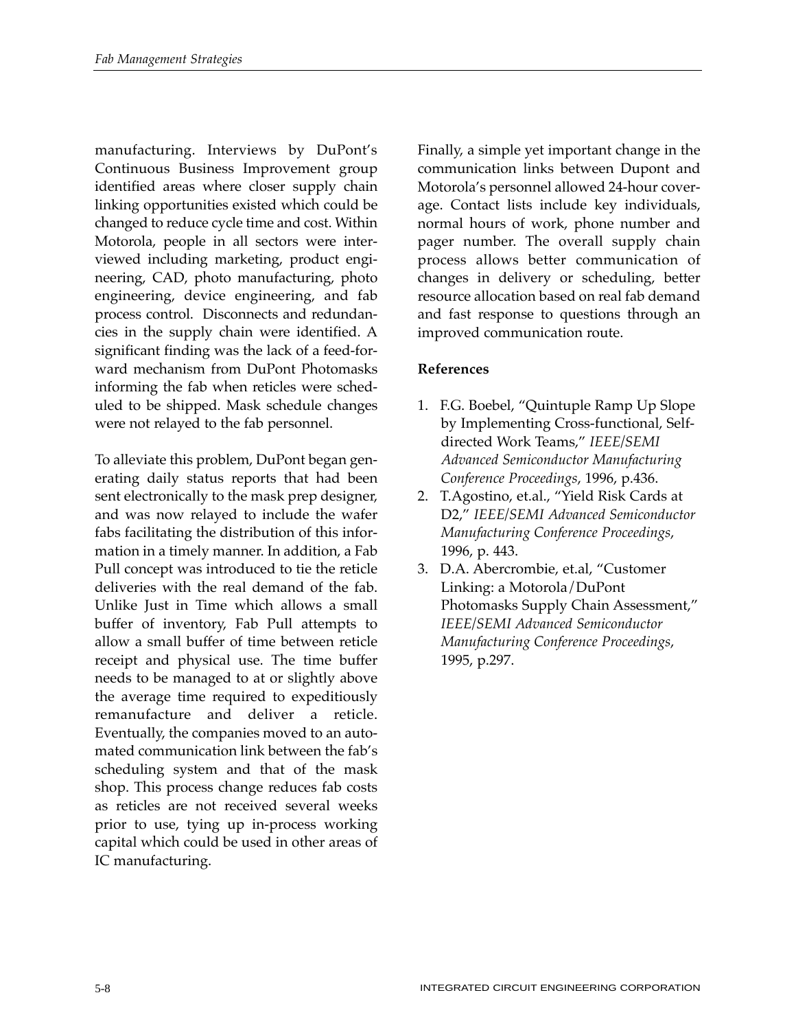manufacturing. Interviews by DuPont's Continuous Business Improvement group identified areas where closer supply chain linking opportunities existed which could be changed to reduce cycle time and cost. Within Motorola, people in all sectors were interviewed including marketing, product engineering, CAD, photo manufacturing, photo engineering, device engineering, and fab process control. Disconnects and redundancies in the supply chain were identified. A significant finding was the lack of a feed-forward mechanism from DuPont Photomasks informing the fab when reticles were scheduled to be shipped. Mask schedule changes were not relayed to the fab personnel.

To alleviate this problem, DuPont began generating daily status reports that had been sent electronically to the mask prep designer, and was now relayed to include the wafer fabs facilitating the distribution of this information in a timely manner. In addition, a Fab Pull concept was introduced to tie the reticle deliveries with the real demand of the fab. Unlike Just in Time which allows a small buffer of inventory, Fab Pull attempts to allow a small buffer of time between reticle receipt and physical use. The time buffer needs to be managed to at or slightly above the average time required to expeditiously remanufacture and deliver a reticle. Eventually, the companies moved to an automated communication link between the fab's scheduling system and that of the mask shop. This process change reduces fab costs as reticles are not received several weeks prior to use, tying up in-process working capital which could be used in other areas of IC manufacturing.

Finally, a simple yet important change in the communication links between Dupont and Motorola's personnel allowed 24-hour coverage. Contact lists include key individuals, normal hours of work, phone number and pager number. The overall supply chain process allows better communication of changes in delivery or scheduling, better resource allocation based on real fab demand and fast response to questions through an improved communication route.

**References**

1. F.G. Boebel, "Quintuple Ramp Up Slope by Implementing Cross-functional, Self-directed Work Teams," *IEEE/SEMI Advanced Semiconductor Manufacturing Conference Proceedings*, 1996, p.436.
2. T.Agostino, et.al., "Yield Risk Cards at D2," *IEEE/SEMI Advanced Semiconductor Manufacturing Conference Proceedings*, 1996, p. 443.
3. D.A. Abercrombie, et.al, "Customer Linking: a Motorola/DuPont Photomasks Supply Chain Assessment," *IEEE/SEMI Advanced Semiconductor Manufacturing Conference Proceedings*, 1995, p.297.